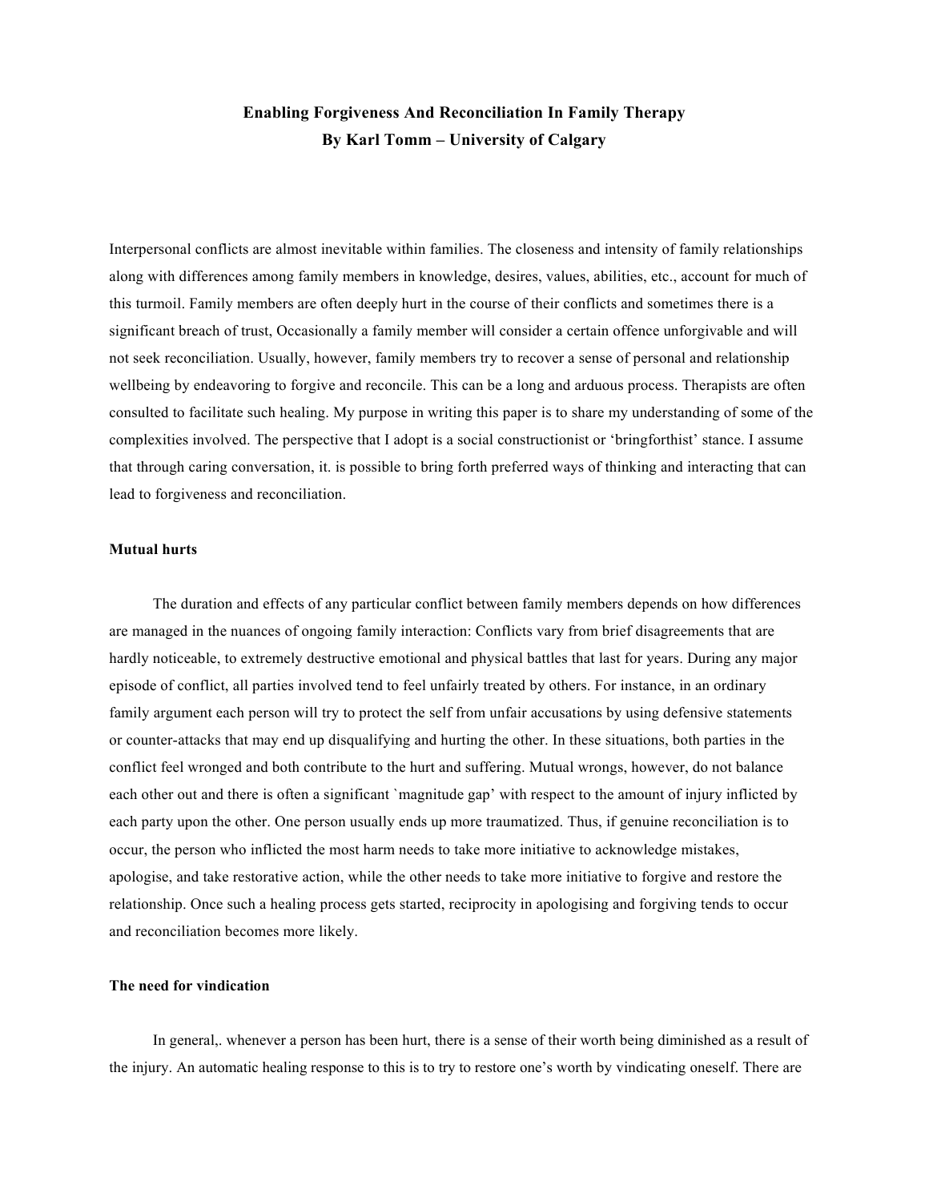# Enabling Forgiveness And Reconciliation In Family Therapy
## By Karl Tomm – University of Calgary

Interpersonal conflicts are almost inevitable within families. The closeness and intensity of family relationships along with differences among family members in knowledge, desires, values, abilities, etc., account for much of this turmoil. Family members are often deeply hurt in the course of their conflicts and sometimes there is a significant breach of trust, Occasionally a family member will consider a certain offence unforgivable and will not seek reconciliation. Usually, however, family members try to recover a sense of personal and relationship wellbeing by endeavoring to forgive and reconcile. This can be a long and arduous process. Therapists are often consulted to facilitate such healing. My purpose in writing this paper is to share my understanding of some of the complexities involved. The perspective that I adopt is a social constructionist or 'bringforthist' stance. I assume that through caring conversation, it. is possible to bring forth preferred ways of thinking and interacting that can lead to forgiveness and reconciliation.

### Mutual hurts

The duration and effects of any particular conflict between family members depends on how differences are managed in the nuances of ongoing family interaction: Conflicts vary from brief disagreements that are hardly noticeable, to extremely destructive emotional and physical battles that last for years. During any major episode of conflict, all parties involved tend to feel unfairly treated by others. For instance, in an ordinary family argument each person will try to protect the self from unfair accusations by using defensive statements or counter-attacks that may end up disqualifying and hurting the other. In these situations, both parties in the conflict feel wronged and both contribute to the hurt and suffering. Mutual wrongs, however, do not balance each other out and there is often a significant `magnitude gap' with respect to the amount of injury inflicted by each party upon the other. One person usually ends up more traumatized. Thus, if genuine reconciliation is to occur, the person who inflicted the most harm needs to take more initiative to acknowledge mistakes, apologise, and take restorative action, while the other needs to take more initiative to forgive and restore the relationship. Once such a healing process gets started, reciprocity in apologising and forgiving tends to occur and reconciliation becomes more likely.

### The need for vindication

In general,. whenever a person has been hurt, there is a sense of their worth being diminished as a result of the injury. An automatic healing response to this is to try to restore one's worth by vindicating oneself. There are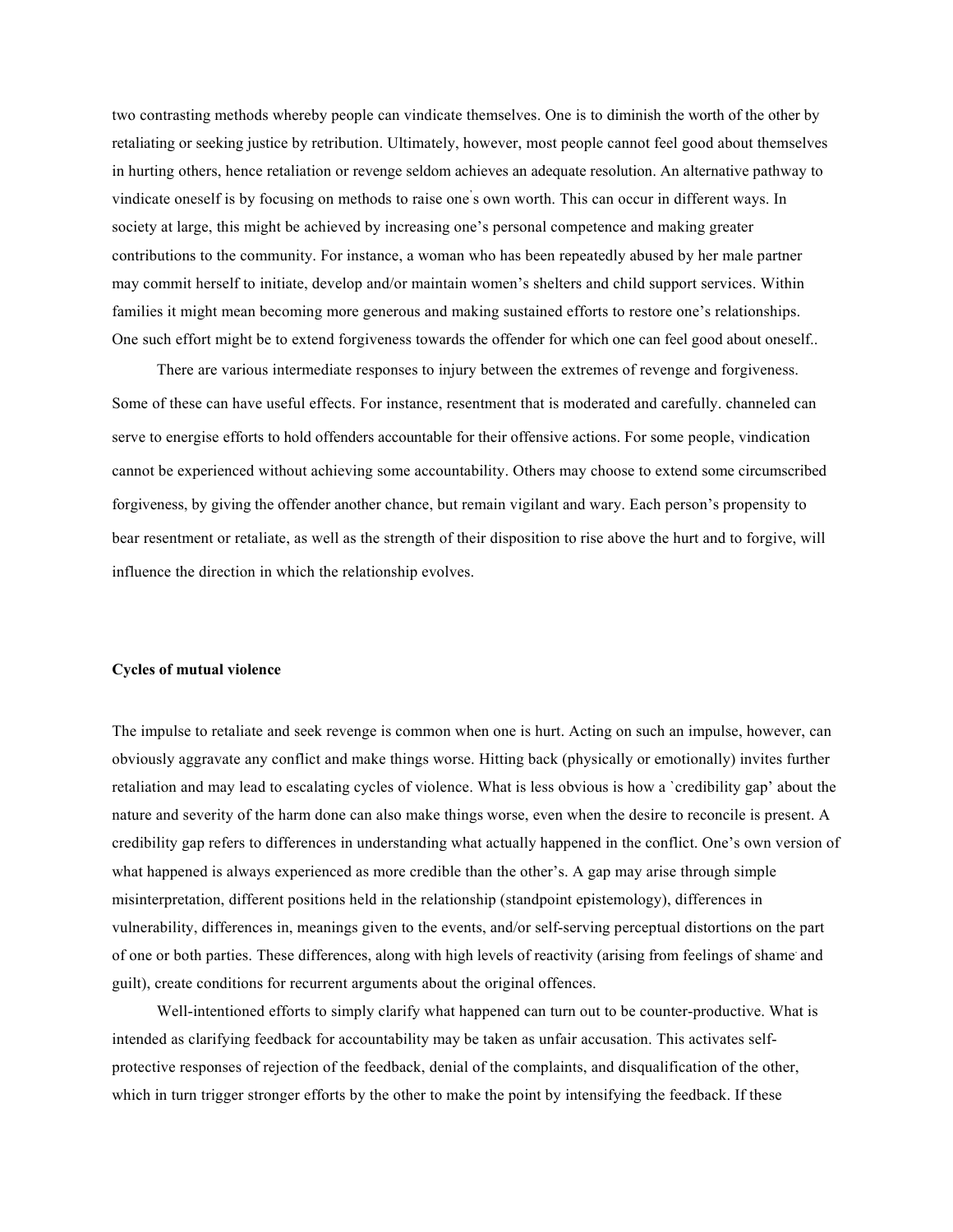two contrasting methods whereby people can vindicate themselves. One is to diminish the worth of the other by retaliating or seeking justice by retribution. Ultimately, however, most people cannot feel good about themselves in hurting others, hence retaliation or revenge seldom achieves an adequate resolution. An alternative pathway to vindicate oneself is by focusing on methods to raise one's own worth. This can occur in different ways. In society at large, this might be achieved by increasing one's personal competence and making greater contributions to the community. For instance, a woman who has been repeatedly abused by her male partner may commit herself to initiate, develop and/or maintain women's shelters and child support services. Within families it might mean becoming more generous and making sustained efforts to restore one's relationships. One such effort might be to extend forgiveness towards the offender for which one can feel good about oneself..

There are various intermediate responses to injury between the extremes of revenge and forgiveness. Some of these can have useful effects. For instance, resentment that is moderated and carefully. channeled can serve to energise efforts to hold offenders accountable for their offensive actions. For some people, vindication cannot be experienced without achieving some accountability. Others may choose to extend some circumscribed forgiveness, by giving the offender another chance, but remain vigilant and wary. Each person's propensity to bear resentment or retaliate, as well as the strength of their disposition to rise above the hurt and to forgive, will influence the direction in which the relationship evolves.

**Cycles of mutual violence**

The impulse to retaliate and seek revenge is common when one is hurt. Acting on such an impulse, however, can obviously aggravate any conflict and make things worse. Hitting back (physically or emotionally) invites further retaliation and may lead to escalating cycles of violence. What is less obvious is how a `credibility gap' about the nature and severity of the harm done can also make things worse, even when the desire to reconcile is present. A credibility gap refers to differences in understanding what actually happened in the conflict. One's own version of what happened is always experienced as more credible than the other's. A gap may arise through simple misinterpretation, different positions held in the relationship (standpoint epistemology), differences in vulnerability, differences in, meanings given to the events, and/or self-serving perceptual distortions on the part of one or both parties. These differences, along with high levels of reactivity (arising from feelings of shame and guilt), create conditions for recurrent arguments about the original offences.

Well-intentioned efforts to simply clarify what happened can turn out to be counter-productive. What is intended as clarifying feedback for accountability may be taken as unfair accusation. This activates self-protective responses of rejection of the feedback, denial of the complaints, and disqualification of the other, which in turn trigger stronger efforts by the other to make the point by intensifying the feedback. If these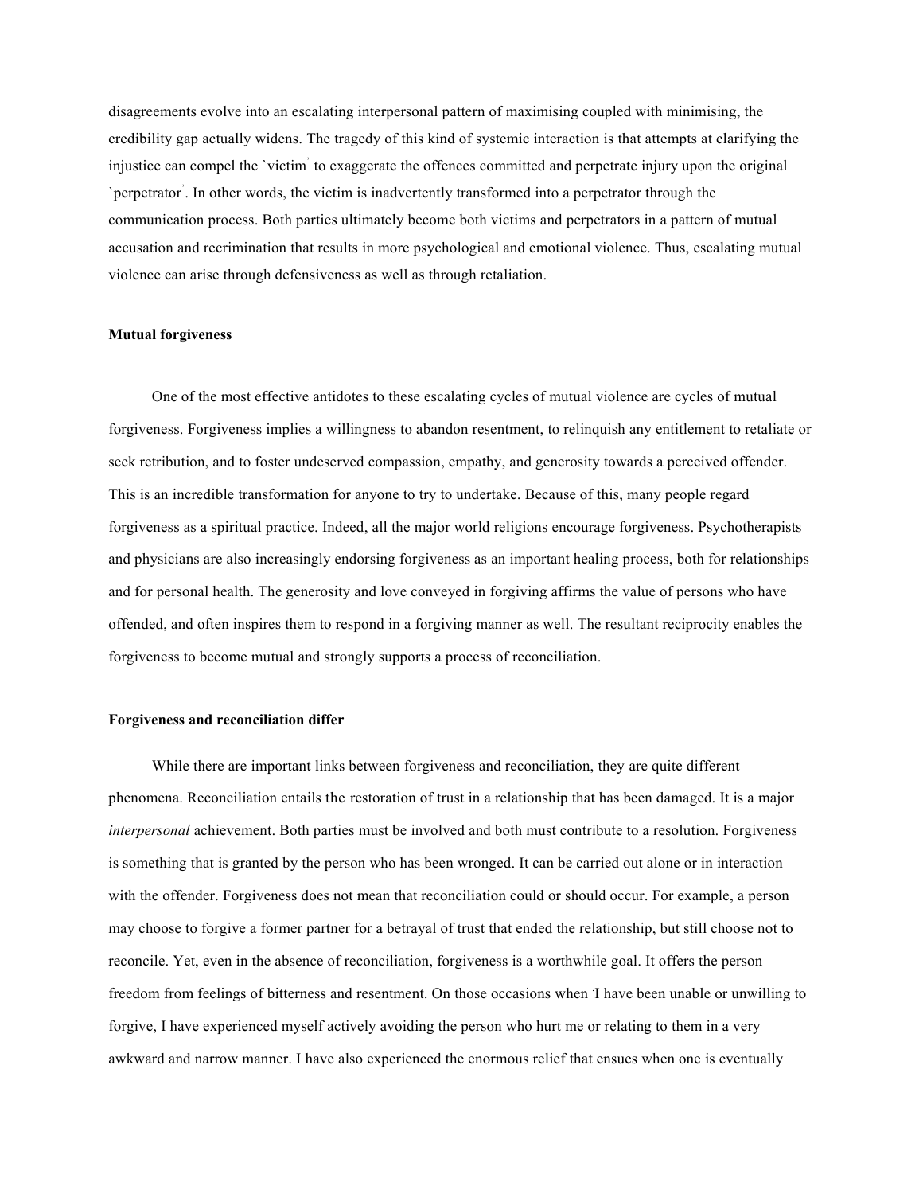disagreements evolve into an escalating interpersonal pattern of maximising coupled with minimising, the credibility gap actually widens. The tragedy of this kind of systemic interaction is that attempts at clarifying the injustice can compel the `victim' to exaggerate the offences committed and perpetrate injury upon the original `perpetrator'. In other words, the victim is inadvertently transformed into a perpetrator through the communication process. Both parties ultimately become both victims and perpetrators in a pattern of mutual accusation and recrimination that results in more psychological and emotional violence. Thus, escalating mutual violence can arise through defensiveness as well as through retaliation.

**Mutual forgiveness**

One of the most effective antidotes to these escalating cycles of mutual violence are cycles of mutual forgiveness. Forgiveness implies a willingness to abandon resentment, to relinquish any entitlement to retaliate or seek retribution, and to foster undeserved compassion, empathy, and generosity towards a perceived offender. This is an incredible transformation for anyone to try to undertake. Because of this, many people regard forgiveness as a spiritual practice. Indeed, all the major world religions encourage forgiveness. Psychotherapists and physicians are also increasingly endorsing forgiveness as an important healing process, both for relationships and for personal health. The generosity and love conveyed in forgiving affirms the value of persons who have offended, and often inspires them to respond in a forgiving manner as well. The resultant reciprocity enables the forgiveness to become mutual and strongly supports a process of reconciliation.

**Forgiveness and reconciliation differ**

While there are important links between forgiveness and reconciliation, they are quite different phenomena. Reconciliation entails the restoration of trust in a relationship that has been damaged. It is a major *interpersonal* achievement. Both parties must be involved and both must contribute to a resolution. Forgiveness is something that is granted by the person who has been wronged. It can be carried out alone or in interaction with the offender. Forgiveness does not mean that reconciliation could or should occur. For example, a person may choose to forgive a former partner for a betrayal of trust that ended the relationship, but still choose not to reconcile. Yet, even in the absence of reconciliation, forgiveness is a worthwhile goal. It offers the person freedom from feelings of bitterness and resentment. On those occasions when I have been unable or unwilling to forgive, I have experienced myself actively avoiding the person who hurt me or relating to them in a very awkward and narrow manner. I have also experienced the enormous relief that ensues when one is eventually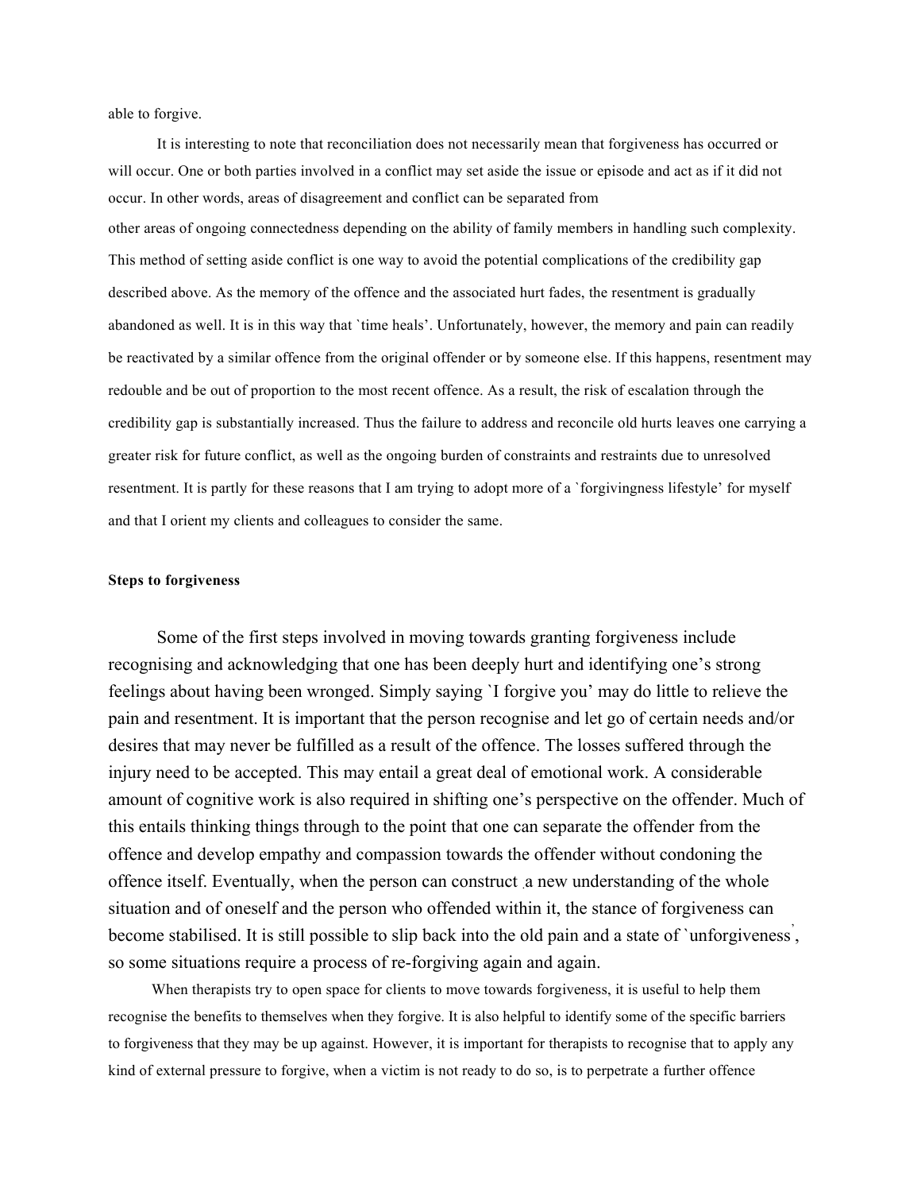able to forgive.

It is interesting to note that reconciliation does not necessarily mean that forgiveness has occurred or will occur. One or both parties involved in a conflict may set aside the issue or episode and act as if it did not occur. In other words, areas of disagreement and conflict can be separated from other areas of ongoing connectedness depending on the ability of family members in handling such complexity. This method of setting aside conflict is one way to avoid the potential complications of the credibility gap described above. As the memory of the offence and the associated hurt fades, the resentment is gradually abandoned as well. It is in this way that `time heals'. Unfortunately, however, the memory and pain can readily be reactivated by a similar offence from the original offender or by someone else. If this happens, resentment may redouble and be out of proportion to the most recent offence. As a result, the risk of escalation through the credibility gap is substantially increased. Thus the failure to address and reconcile old hurts leaves one carrying a greater risk for future conflict, as well as the ongoing burden of constraints and restraints due to unresolved resentment. It is partly for these reasons that I am trying to adopt more of a `forgivingness lifestyle' for myself and that I orient my clients and colleagues to consider the same.

**Steps to forgiveness**

Some of the first steps involved in moving towards granting forgiveness include recognising and acknowledging that one has been deeply hurt and identifying one's strong feelings about having been wronged. Simply saying `I forgive you' may do little to relieve the pain and resentment. It is important that the person recognise and let go of certain needs and/or desires that may never be fulfilled as a result of the offence. The losses suffered through the injury need to be accepted. This may entail a great deal of emotional work. A considerable amount of cognitive work is also required in shifting one's perspective on the offender. Much of this entails thinking things through to the point that one can separate the offender from the offence and develop empathy and compassion towards the offender without condoning the offence itself. Eventually, when the person can construct a new understanding of the whole situation and of oneself and the person who offended within it, the stance of forgiveness can become stabilised. It is still possible to slip back into the old pain and a state of `unforgiveness', so some situations require a process of re-forgiving again and again.

When therapists try to open space for clients to move towards forgiveness, it is useful to help them recognise the benefits to themselves when they forgive. It is also helpful to identify some of the specific barriers to forgiveness that they may be up against. However, it is important for therapists to recognise that to apply any kind of external pressure to forgive, when a victim is not ready to do so, is to perpetrate a further offence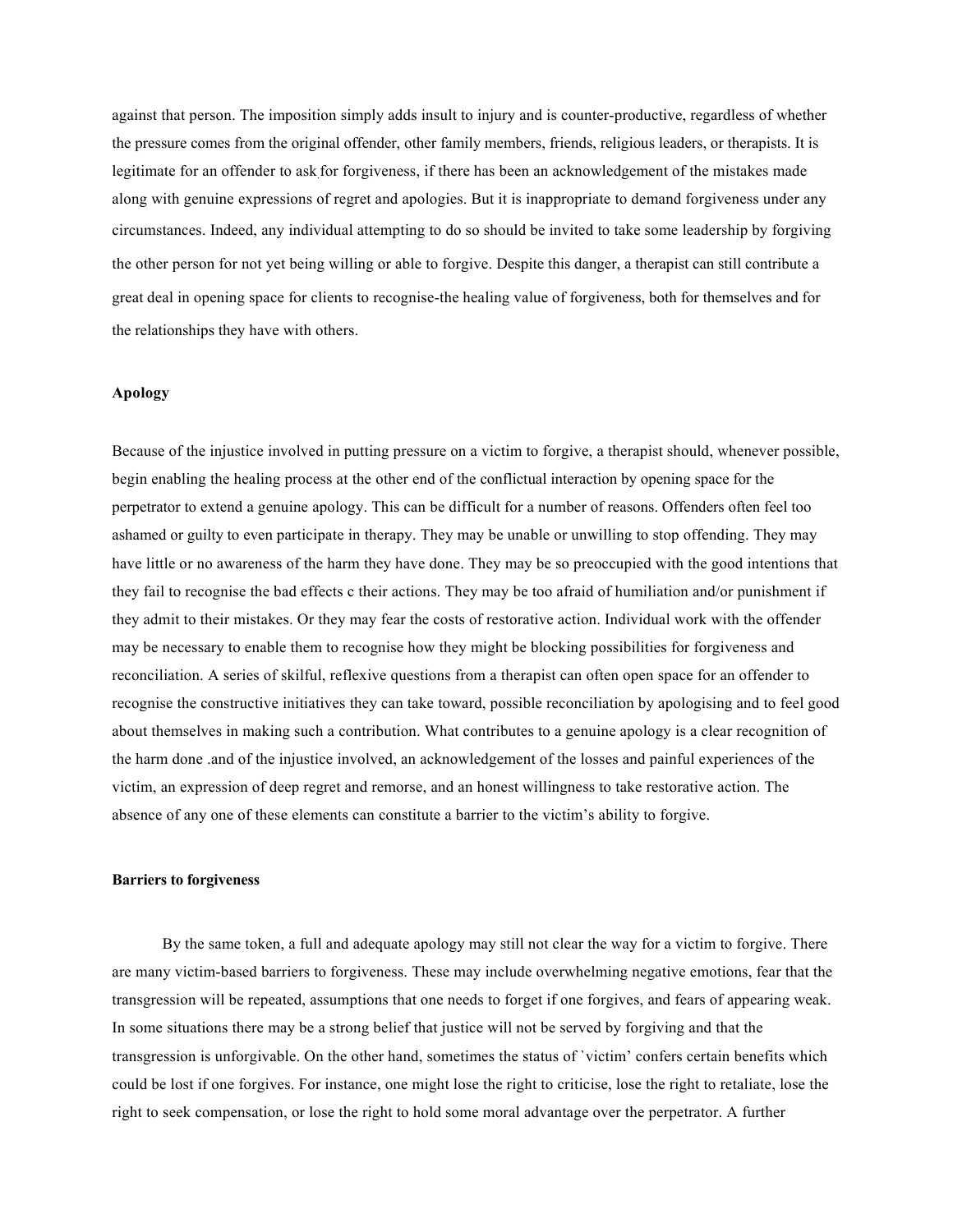against that person. The imposition simply adds insult to injury and is counter-productive, regardless of whether the pressure comes from the original offender, other family members, friends, religious leaders, or therapists. It is legitimate for an offender to ask for forgiveness, if there has been an acknowledgement of the mistakes made along with genuine expressions of regret and apologies. But it is inappropriate to demand forgiveness under any circumstances. Indeed, any individual attempting to do so should be invited to take some leadership by forgiving the other person for not yet being willing or able to forgive. Despite this danger, a therapist can still contribute a great deal in opening space for clients to recognise-the healing value of forgiveness, both for themselves and for the relationships they have with others.

**Apology**

Because of the injustice involved in putting pressure on a victim to forgive, a therapist should, whenever possible, begin enabling the healing process at the other end of the conflictual interaction by opening space for the perpetrator to extend a genuine apology. This can be difficult for a number of reasons. Offenders often feel too ashamed or guilty to even participate in therapy. They may be unable or unwilling to stop offending. They may have little or no awareness of the harm they have done. They may be so preoccupied with the good intentions that they fail to recognise the bad effects c their actions. They may be too afraid of humiliation and/or punishment if they admit to their mistakes. Or they may fear the costs of restorative action. Individual work with the offender may be necessary to enable them to recognise how they might be blocking possibilities for forgiveness and reconciliation. A series of skilful, reflexive questions from a therapist can often open space for an offender to recognise the constructive initiatives they can take toward, possible reconciliation by apologising and to feel good about themselves in making such a contribution. What contributes to a genuine apology is a clear recognition of the harm done .and of the injustice involved, an acknowledgement of the losses and painful experiences of the victim, an expression of deep regret and remorse, and an honest willingness to take restorative action. The absence of any one of these elements can constitute a barrier to the victim's ability to forgive.

**Barriers to forgiveness**

By the same token, a full and adequate apology may still not clear the way for a victim to forgive. There are many victim-based barriers to forgiveness. These may include overwhelming negative emotions, fear that the transgression will be repeated, assumptions that one needs to forget if one forgives, and fears of appearing weak. In some situations there may be a strong belief that justice will not be served by forgiving and that the transgression is unforgivable. On the other hand, sometimes the status of `victim' confers certain benefits which could be lost if one forgives. For instance, one might lose the right to criticise, lose the right to retaliate, lose the right to seek compensation, or lose the right to hold some moral advantage over the perpetrator. A further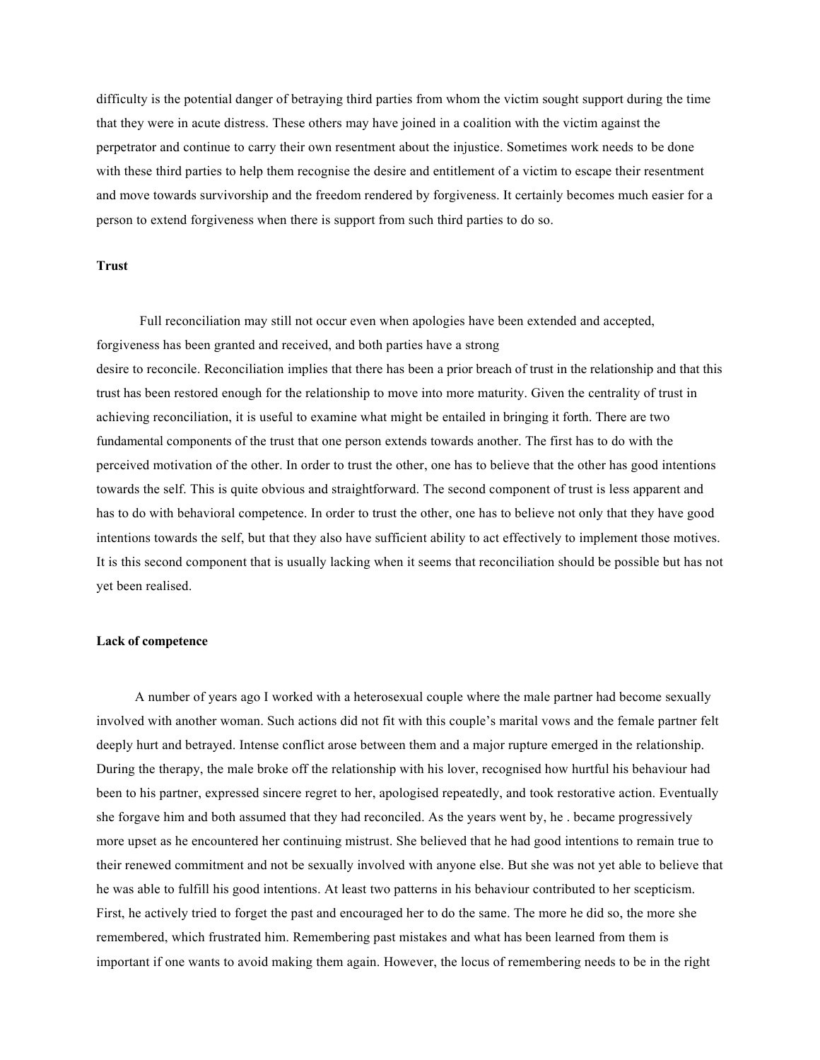difficulty is the potential danger of betraying third parties from whom the victim sought support during the time that they were in acute distress. These others may have joined in a coalition with the victim against the perpetrator and continue to carry their own resentment about the injustice. Sometimes work needs to be done with these third parties to help them recognise the desire and entitlement of a victim to escape their resentment and move towards survivorship and the freedom rendered by forgiveness. It certainly becomes much easier for a person to extend forgiveness when there is support from such third parties to do so.

**Trust**

Full reconciliation may still not occur even when apologies have been extended and accepted, forgiveness has been granted and received, and both parties have a strong desire to reconcile. Reconciliation implies that there has been a prior breach of trust in the relationship and that this trust has been restored enough for the relationship to move into more maturity. Given the centrality of trust in achieving reconciliation, it is useful to examine what might be entailed in bringing it forth. There are two fundamental components of the trust that one person extends towards another. The first has to do with the perceived motivation of the other. In order to trust the other, one has to believe that the other has good intentions towards the self. This is quite obvious and straightforward. The second component of trust is less apparent and has to do with behavioral competence. In order to trust the other, one has to believe not only that they have good intentions towards the self, but that they also have sufficient ability to act effectively to implement those motives. It is this second component that is usually lacking when it seems that reconciliation should be possible but has not yet been realised.

**Lack of competence**

A number of years ago I worked with a heterosexual couple where the male partner had become sexually involved with another woman. Such actions did not fit with this couple's marital vows and the female partner felt deeply hurt and betrayed. Intense conflict arose between them and a major rupture emerged in the relationship. During the therapy, the male broke off the relationship with his lover, recognised how hurtful his behaviour had been to his partner, expressed sincere regret to her, apologised repeatedly, and took restorative action. Eventually she forgave him and both assumed that they had reconciled. As the years went by, he . became progressively more upset as he encountered her continuing mistrust. She believed that he had good intentions to remain true to their renewed commitment and not be sexually involved with anyone else. But she was not yet able to believe that he was able to fulfill his good intentions. At least two patterns in his behaviour contributed to her scepticism. First, he actively tried to forget the past and encouraged her to do the same. The more he did so, the more she remembered, which frustrated him. Remembering past mistakes and what has been learned from them is important if one wants to avoid making them again. However, the locus of remembering needs to be in the right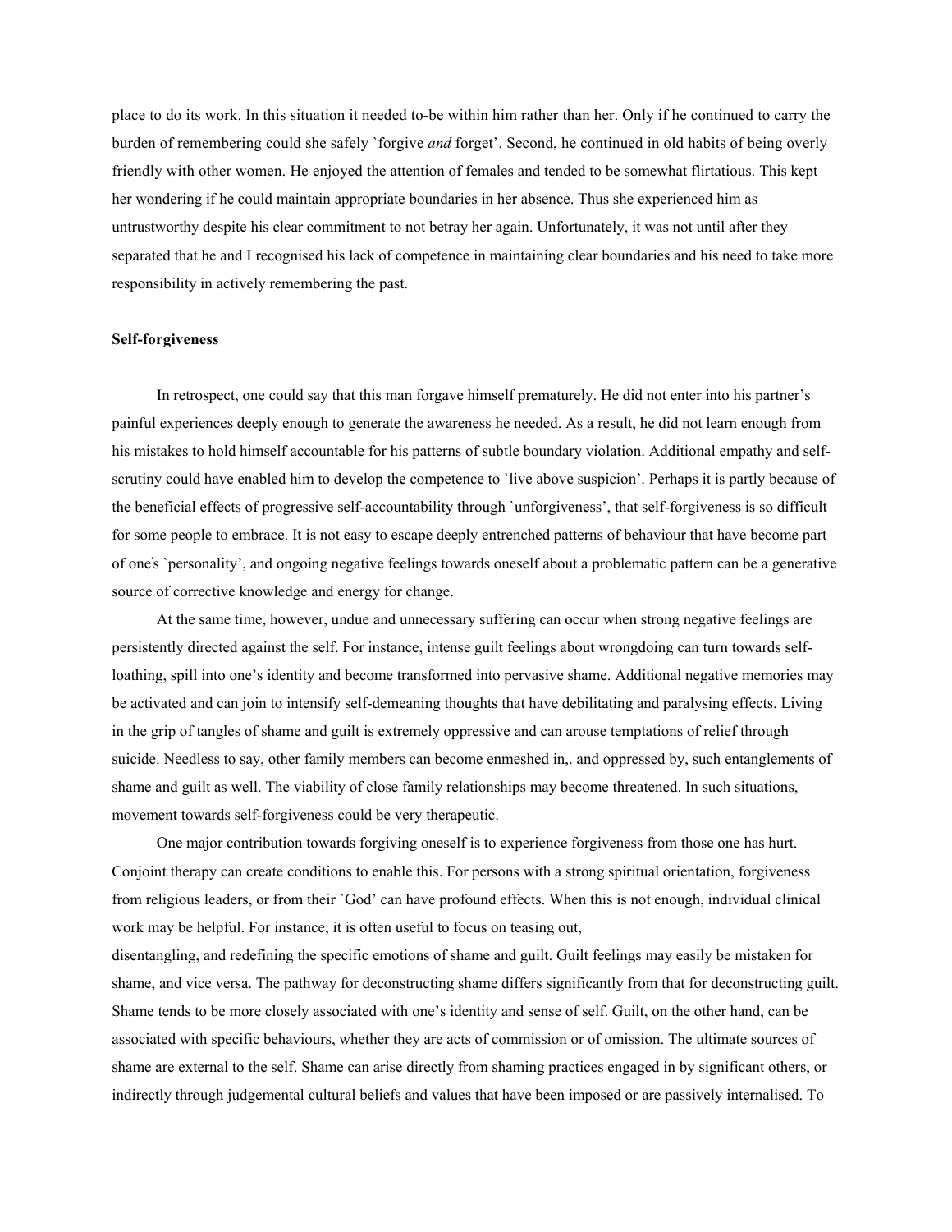place to do its work. In this situation it needed to-be within him rather than her. Only if he continued to carry the burden of remembering could she safely `forgive *and* forget'. Second, he continued in old habits of being overly friendly with other women. He enjoyed the attention of females and tended to be somewhat flirtatious. This kept her wondering if he could maintain appropriate boundaries in her absence. Thus she experienced him as untrustworthy despite his clear commitment to not betray her again. Unfortunately, it was not until after they separated that he and I recognised his lack of competence in maintaining clear boundaries and his need to take more responsibility in actively remembering the past.

**Self-forgiveness**

In retrospect, one could say that this man forgave himself prematurely. He did not enter into his partner's painful experiences deeply enough to generate the awareness he needed. As a result, he did not learn enough from his mistakes to hold himself accountable for his patterns of subtle boundary violation. Additional empathy and self-scrutiny could have enabled him to develop the competence to `live above suspicion'. Perhaps it is partly because of the beneficial effects of progressive self-accountability through `unforgiveness', that self-forgiveness is so difficult for some people to embrace. It is not easy to escape deeply entrenched patterns of behaviour that have become part of one's `personality', and ongoing negative feelings towards oneself about a problematic pattern can be a generative source of corrective knowledge and energy for change.

At the same time, however, undue and unnecessary suffering can occur when strong negative feelings are persistently directed against the self. For instance, intense guilt feelings about wrongdoing can turn towards self-loathing, spill into one's identity and become transformed into pervasive shame. Additional negative memories may be activated and can join to intensify self-demeaning thoughts that have debilitating and paralysing effects. Living in the grip of tangles of shame and guilt is extremely oppressive and can arouse temptations of relief through suicide. Needless to say, other family members can become enmeshed in,. and oppressed by, such entanglements of shame and guilt as well. The viability of close family relationships may become threatened. In such situations, movement towards self-forgiveness could be very therapeutic.

One major contribution towards forgiving oneself is to experience forgiveness from those one has hurt. Conjoint therapy can create conditions to enable this. For persons with a strong spiritual orientation, forgiveness from religious leaders, or from their `God' can have profound effects. When this is not enough, individual clinical work may be helpful. For instance, it is often useful to focus on teasing out, disentangling, and redefining the specific emotions of shame and guilt. Guilt feelings may easily be mistaken for shame, and vice versa. The pathway for deconstructing shame differs significantly from that for deconstructing guilt. Shame tends to be more closely associated with one's identity and sense of self. Guilt, on the other hand, can be associated with specific behaviours, whether they are acts of commission or of omission. The ultimate sources of shame are external to the self. Shame can arise directly from shaming practices engaged in by significant others, or indirectly through judgemental cultural beliefs and values that have been imposed or are passively internalised. To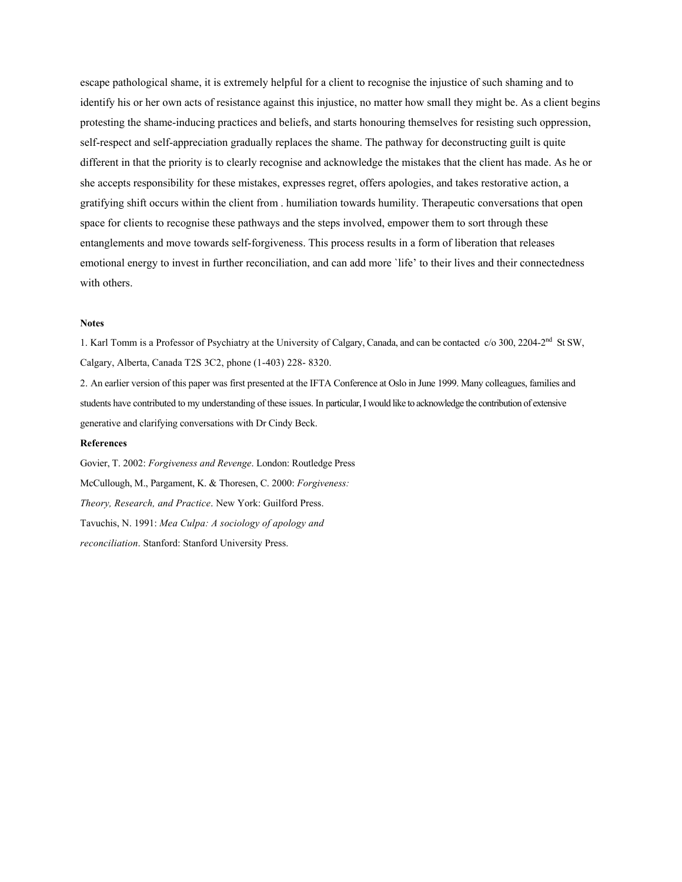escape pathological shame, it is extremely helpful for a client to recognise the injustice of such shaming and to identify his or her own acts of resistance against this injustice, no matter how small they might be. As a client begins protesting the shame-inducing practices and beliefs, and starts honouring themselves for resisting such oppression, self-respect and self-appreciation gradually replaces the shame. The pathway for deconstructing guilt is quite different in that the priority is to clearly recognise and acknowledge the mistakes that the client has made. As he or she accepts responsibility for these mistakes, expresses regret, offers apologies, and takes restorative action, a gratifying shift occurs within the client from . humiliation towards humility. Therapeutic conversations that open space for clients to recognise these pathways and the steps involved, empower them to sort through these entanglements and move towards self-forgiveness. This process results in a form of liberation that releases emotional energy to invest in further reconciliation, and can add more `life' to their lives and their connectedness with others.

**Notes**

1. Karl Tomm is a Professor of Psychiatry at the University of Calgary, Canada, and can be contacted c/o 300, 2204-2nd St SW, Calgary, Alberta, Canada T2S 3C2, phone (1-403) 228- 8320.

2. An earlier version of this paper was first presented at the IFTA Conference at Oslo in June 1999. Many colleagues, families and students have contributed to my understanding of these issues. In particular, I would like to acknowledge the contribution of extensive generative and clarifying conversations with Dr Cindy Beck.

**References**

Govier, T. 2002: *Forgiveness and Revenge*. London: Routledge Press

McCullough, M., Pargament, K. & Thoresen, C. 2000: *Forgiveness: Theory, Research, and Practice*. New York: Guilford Press.

Tavuchis, N. 1991: *Mea Culpa: A sociology of apology and reconciliation*. Stanford: Stanford University Press.